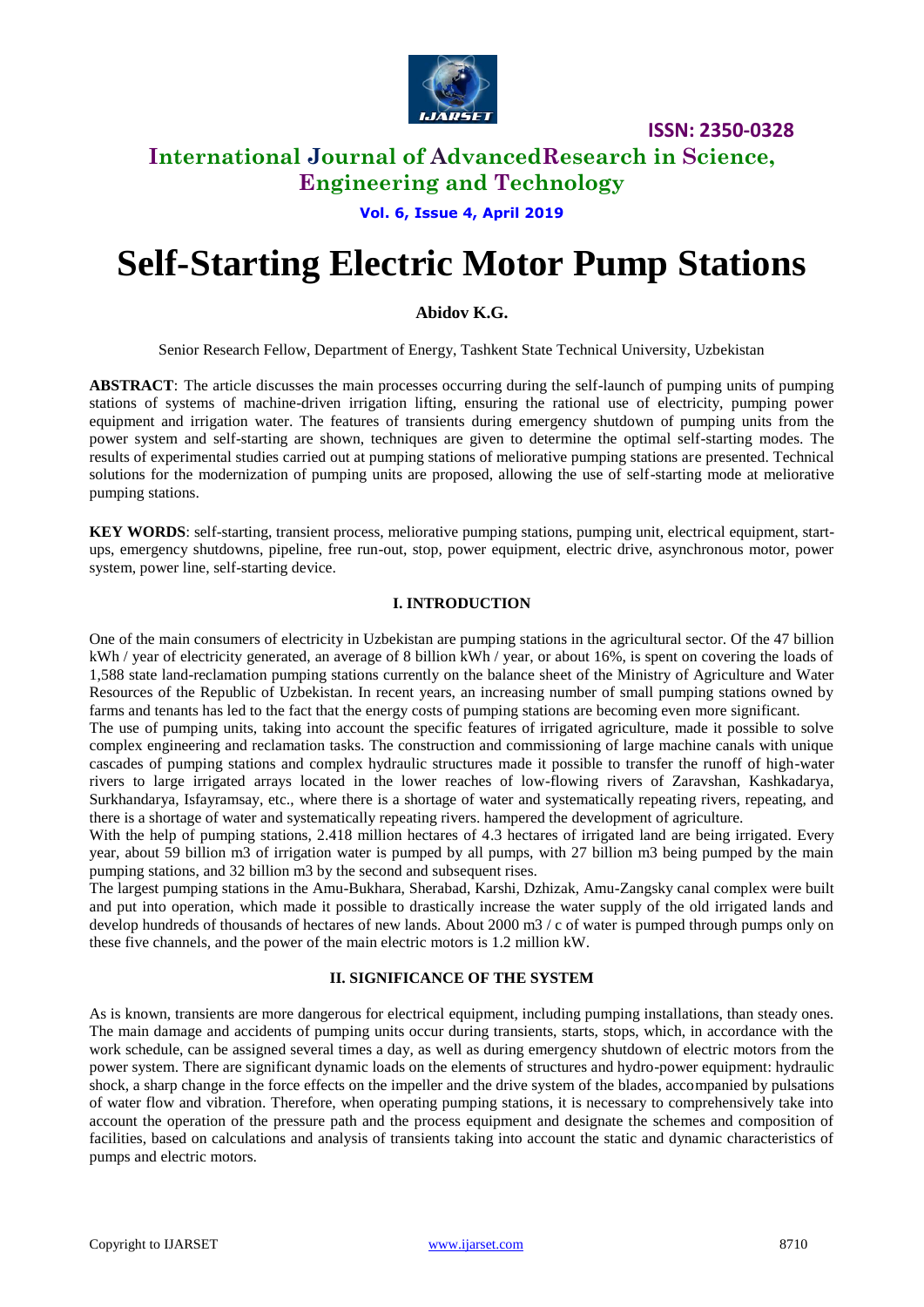# Self-Starting Electric Motor Pump Stations

**Abidov K.G.**

Senior Research Fellow, Department of Energy, Tashkent State Technical University, Uzbekistan

**ABSTRACT**: The article discusses the main processes occurring during the self-launch of pumping units of pumping stations of systems of machine-driven irrigation lifting, ensuring the rational use of electricity, pumping power equipment and irrigation water. The features of transients during emergency shutdown of pumping units from the power system and self-starting are shown, techniques are given to determine the optimal self-starting modes. The results of experimental studies carried out at pumping stations of meliorative pumping stations are presented. Technical solutions for the modernization of pumping units are proposed, allowing the use of self-starting mode at meliorative pumping stations.

**KEY WORDS**: self-starting, transient process, meliorative pumping stations, pumping unit, electrical equipment, start-ups, emergency shutdowns, pipeline, free run-out, stop, power equipment, electric drive, asynchronous motor, power system, power line, self-starting device.

## I. INTRODUCTION

One of the main consumers of electricity in Uzbekistan are pumping stations in the agricultural sector. Of the 47 billion kWh / year of electricity generated, an average of 8 billion kWh / year, or about 16%, is spent on covering the loads of 1,588 state land-reclamation pumping stations currently on the balance sheet of the Ministry of Agriculture and Water Resources of the Republic of Uzbekistan. In recent years, an increasing number of small pumping stations owned by farms and tenants has led to the fact that the energy costs of pumping stations are becoming even more significant.

The use of pumping units, taking into account the specific features of irrigated agriculture, made it possible to solve complex engineering and reclamation tasks. The construction and commissioning of large machine canals with unique cascades of pumping stations and complex hydraulic structures made it possible to transfer the runoff of high-water rivers to large irrigated arrays located in the lower reaches of low-flowing rivers of Zaravshan, Kashkadarya, Surkhandarya, Isfayramsay, etc., where there is a shortage of water and systematically repeating rivers, repeating, and there is a shortage of water and systematically repeating rivers. hampered the development of agriculture.

With the help of pumping stations, 2.418 million hectares of 4.3 hectares of irrigated land are being irrigated. Every year, about 59 billion m3 of irrigation water is pumped by all pumps, with 27 billion m3 being pumped by the main pumping stations, and 32 billion m3 by the second and subsequent rises.

The largest pumping stations in the Amu-Bukhara, Sherabad, Karshi, Dzhizak, Amu-Zangsky canal complex were built and put into operation, which made it possible to drastically increase the water supply of the old irrigated lands and develop hundreds of thousands of hectares of new lands. About 2000 m3 / c of water is pumped through pumps only on these five channels, and the power of the main electric motors is 1.2 million kW.

## II. SIGNIFICANCE OF THE SYSTEM

As is known, transients are more dangerous for electrical equipment, including pumping installations, than steady ones. The main damage and accidents of pumping units occur during transients, starts, stops, which, in accordance with the work schedule, can be assigned several times a day, as well as during emergency shutdown of electric motors from the power system. There are significant dynamic loads on the elements of structures and hydro-power equipment: hydraulic shock, a sharp change in the force effects on the impeller and the drive system of the blades, accompanied by pulsations of water flow and vibration. Therefore, when operating pumping stations, it is necessary to comprehensively take into account the operation of the pressure path and the process equipment and designate the schemes and composition of facilities, based on calculations and analysis of transients taking into account the static and dynamic characteristics of pumps and electric motors.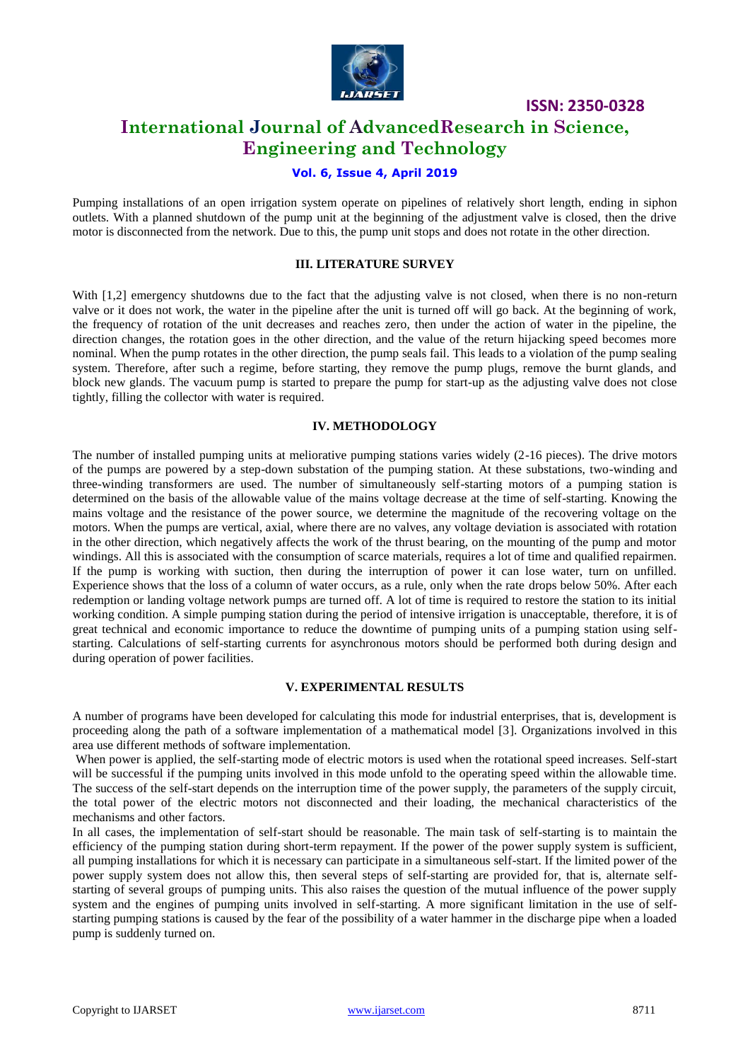Pumping installations of an open irrigation system operate on pipelines of relatively short length, ending in siphon outlets. With a planned shutdown of the pump unit at the beginning of the adjustment valve is closed, then the drive motor is disconnected from the network. Due to this, the pump unit stops and does not rotate in the other direction.

## III. LITERATURE SURVEY

With [1,2] emergency shutdowns due to the fact that the adjusting valve is not closed, when there is no non-return valve or it does not work, the water in the pipeline after the unit is turned off will go back. At the beginning of work, the frequency of rotation of the unit decreases and reaches zero, then under the action of water in the pipeline, the direction changes, the rotation goes in the other direction, and the value of the return hijacking speed becomes more nominal. When the pump rotates in the other direction, the pump seals fail. This leads to a violation of the pump sealing system. Therefore, after such a regime, before starting, they remove the pump plugs, remove the burnt glands, and block new glands. The vacuum pump is started to prepare the pump for start-up as the adjusting valve does not close tightly, filling the collector with water is required.

## IV. METHODOLOGY

The number of installed pumping units at meliorative pumping stations varies widely (2-16 pieces). The drive motors of the pumps are powered by a step-down substation of the pumping station. At these substations, two-winding and three-winding transformers are used. The number of simultaneously self-starting motors of a pumping station is determined on the basis of the allowable value of the mains voltage decrease at the time of self-starting. Knowing the mains voltage and the resistance of the power source, we determine the magnitude of the recovering voltage on the motors. When the pumps are vertical, axial, where there are no valves, any voltage deviation is associated with rotation in the other direction, which negatively affects the work of the thrust bearing, on the mounting of the pump and motor windings. All this is associated with the consumption of scarce materials, requires a lot of time and qualified repairmen. If the pump is working with suction, then during the interruption of power it can lose water, turn on unfilled. Experience shows that the loss of a column of water occurs, as a rule, only when the rate drops below 50%. After each redemption or landing voltage network pumps are turned off. A lot of time is required to restore the station to its initial working condition. A simple pumping station during the period of intensive irrigation is unacceptable, therefore, it is of great technical and economic importance to reduce the downtime of pumping units of a pumping station using self-starting. Calculations of self-starting currents for asynchronous motors should be performed both during design and during operation of power facilities.

## V. EXPERIMENTAL RESULTS

A number of programs have been developed for calculating this mode for industrial enterprises, that is, development is proceeding along the path of a software implementation of a mathematical model [3]. Organizations involved in this area use different methods of software implementation.

When power is applied, the self-starting mode of electric motors is used when the rotational speed increases. Self-start will be successful if the pumping units involved in this mode unfold to the operating speed within the allowable time. The success of the self-start depends on the interruption time of the power supply, the parameters of the supply circuit, the total power of the electric motors not disconnected and their loading, the mechanical characteristics of the mechanisms and other factors.

In all cases, the implementation of self-start should be reasonable. The main task of self-starting is to maintain the efficiency of the pumping station during short-term repayment. If the power of the power supply system is sufficient, all pumping installations for which it is necessary can participate in a simultaneous self-start. If the limited power of the power supply system does not allow this, then several steps of self-starting are provided for, that is, alternate self-starting of several groups of pumping units. This also raises the question of the mutual influence of the power supply system and the engines of pumping units involved in self-starting. A more significant limitation in the use of self-starting pumping stations is caused by the fear of the possibility of a water hammer in the discharge pipe when a loaded pump is suddenly turned on.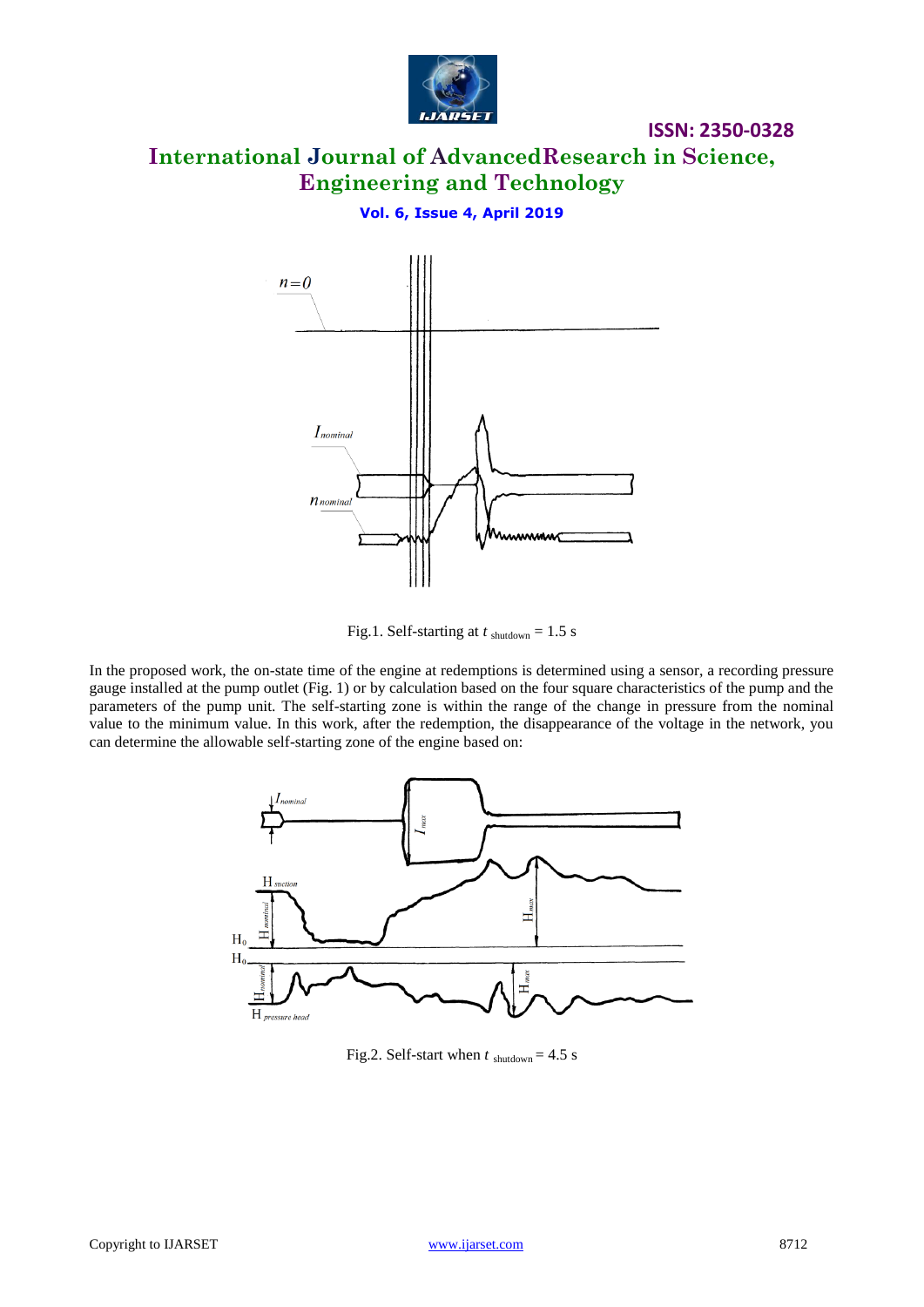Fig.1. Self-starting at $t_{\text{shutdown}}$ = 1.5 s

In the proposed work, the on-state time of the engine at redemptions is determined using a sensor, a recording pressure gauge installed at the pump outlet (Fig. 1) or by calculation based on the four square characteristics of the pump and the parameters of the pump unit. The self-starting zone is within the range of the change in pressure from the nominal value to the minimum value. In this work, after the redemption, the disappearance of the voltage in the network, you can determine the allowable self-starting zone of the engine based on:

Fig.2. Self-start when $t_{\text{shutdown}}$ = 4.5 s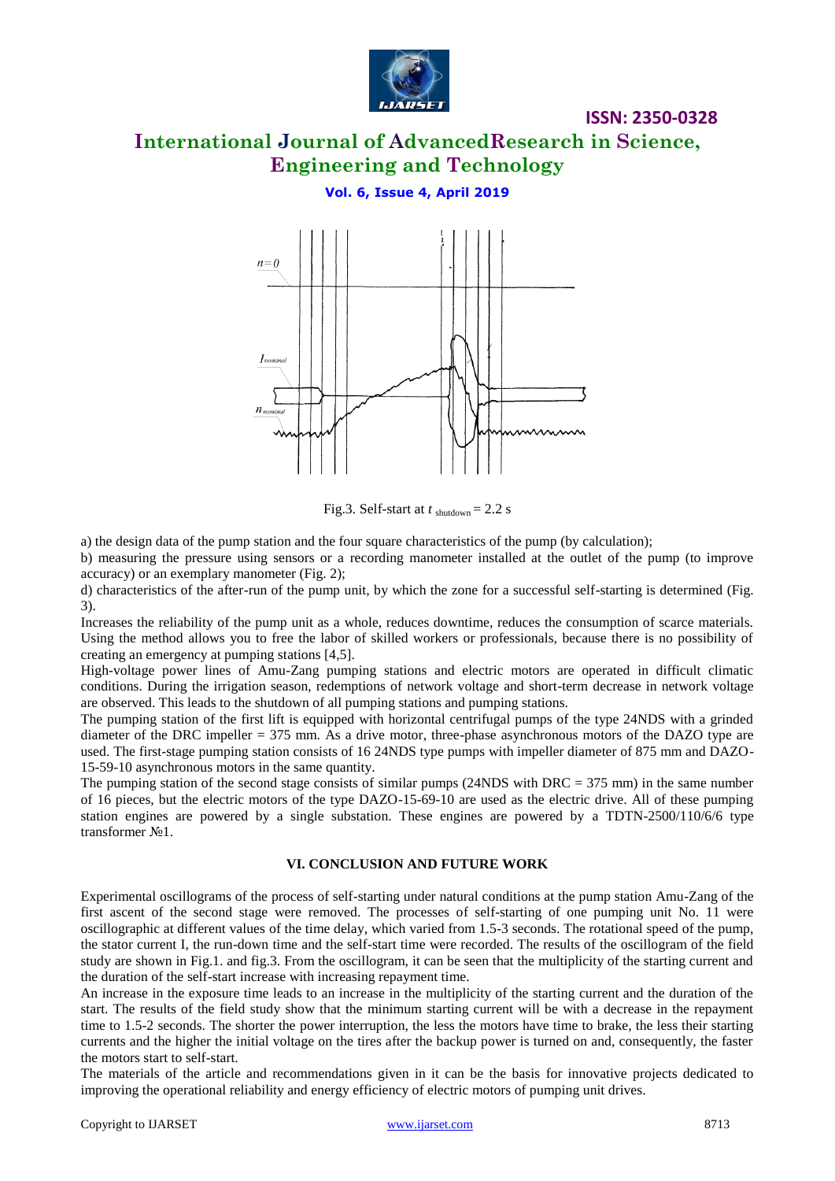Fig.3. Self-start at $t_{shutdown} = 2.2$ s

a) the design data of the pump station and the four square characteristics of the pump (by calculation);

b) measuring the pressure using sensors or a recording manometer installed at the outlet of the pump (to improve accuracy) or an exemplary manometer (Fig. 2);

d) characteristics of the after-run of the pump unit, by which the zone for a successful self-starting is determined (Fig. 3).

Increases the reliability of the pump unit as a whole, reduces downtime, reduces the consumption of scarce materials. Using the method allows you to free the labor of skilled workers or professionals, because there is no possibility of creating an emergency at pumping stations [4,5].

High-voltage power lines of Amu-Zang pumping stations and electric motors are operated in difficult climatic conditions. During the irrigation season, redemptions of network voltage and short-term decrease in network voltage are observed. This leads to the shutdown of all pumping stations and pumping stations.

The pumping station of the first lift is equipped with horizontal centrifugal pumps of the type 24NDS with a grinded diameter of the DRC impeller = 375 mm. As a drive motor, three-phase asynchronous motors of the DAZO type are used. The first-stage pumping station consists of 16 24NDS type pumps with impeller diameter of 875 mm and DAZO-15-59-10 asynchronous motors in the same quantity.

The pumping station of the second stage consists of similar pumps (24NDS with DRC = 375 mm) in the same number of 16 pieces, but the electric motors of the type DAZO-15-69-10 are used as the electric drive. All of these pumping station engines are powered by a single substation. These engines are powered by a TDTN-2500/110/6/6 type transformer №1.

## VI. CONCLUSION AND FUTURE WORK

Experimental oscillograms of the process of self-starting under natural conditions at the pump station Amu-Zang of the first ascent of the second stage were removed. The processes of self-starting of one pumping unit No. 11 were oscillographic at different values of the time delay, which varied from 1.5-3 seconds. The rotational speed of the pump, the stator current I, the run-down time and the self-start time were recorded. The results of the oscillogram of the field study are shown in Fig.1. and fig.3. From the oscillogram, it can be seen that the multiplicity of the starting current and the duration of the self-start increase with increasing repayment time.

An increase in the exposure time leads to an increase in the multiplicity of the starting current and the duration of the start. The results of the field study show that the minimum starting current will be with a decrease in the repayment time to 1.5-2 seconds. The shorter the power interruption, the less the motors have time to brake, the less their starting currents and the higher the initial voltage on the tires after the backup power is turned on and, consequently, the faster the motors start to self-start.

The materials of the article and recommendations given in it can be the basis for innovative projects dedicated to improving the operational reliability and energy efficiency of electric motors of pumping unit drives.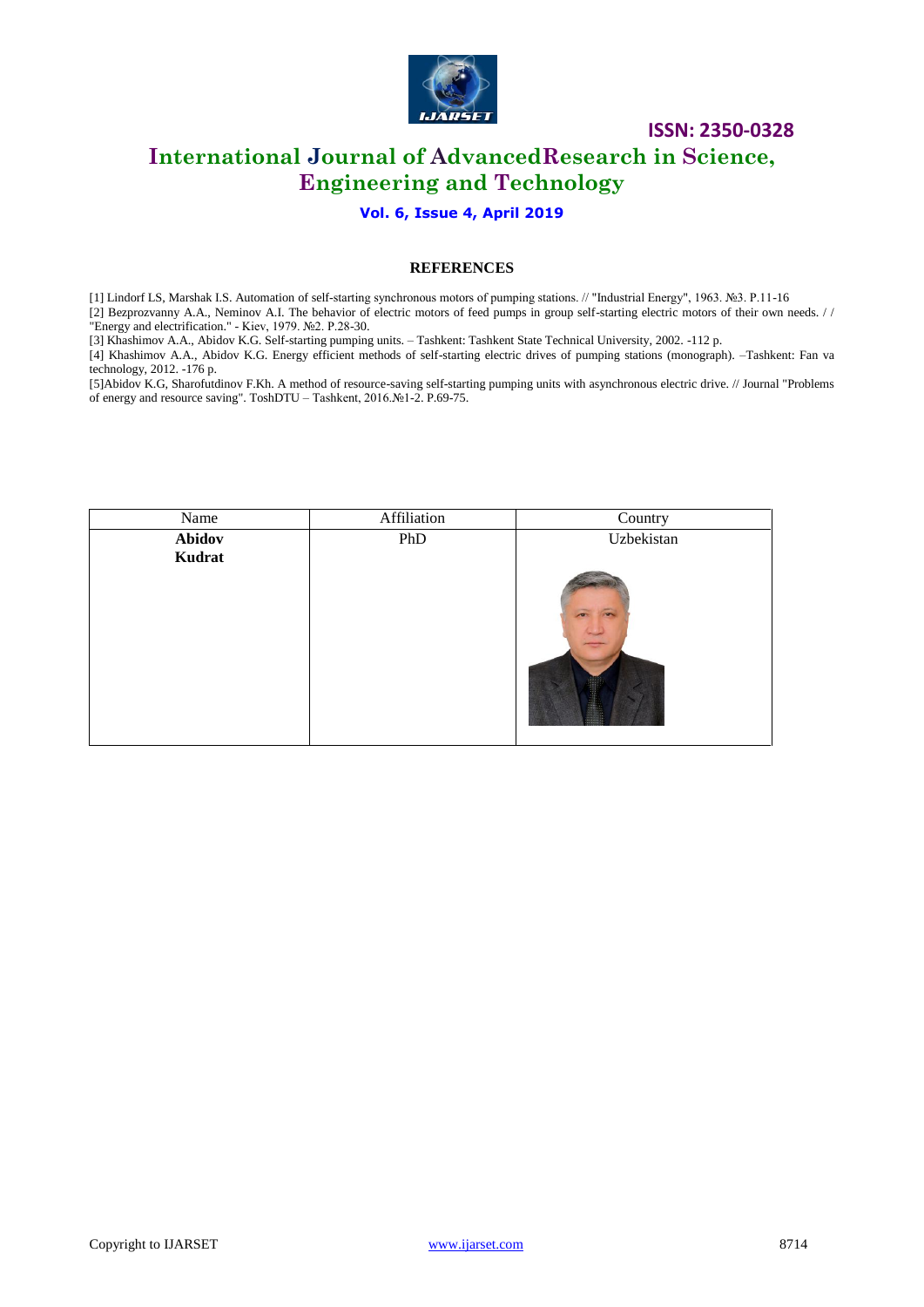## REFERENCES

[1] Lindorf LS, Marshak I.S. Automation of self-starting synchronous motors of pumping stations. // "Industrial Energy", 1963. №3. P.11-16

[2] Bezprozvanny A.A., Neminov A.I. The behavior of electric motors of feed pumps in group self-starting electric motors of their own needs. / / "Energy and electrification." - Kiev, 1979. №2. P.28-30.

[3] Khashimov A.A., Abidov K.G. Self-starting pumping units. – Tashkent: Tashkent State Technical University, 2002. -112 p.

[4] Khashimov A.A., Abidov K.G. Energy efficient methods of self-starting electric drives of pumping stations (monograph). –Tashkent: Fan va technology, 2012. -176 p.

[5]Abidov K.G, Sharofutdinov F.Kh. A method of resource-saving self-starting pumping units with asynchronous electric drive. // Journal "Problems of energy and resource saving". ToshDTU – Tashkent, 2016.№1-2. P.69-75.

| Name | Affiliation | Country |
| --- | --- | --- |
| **Abidov Kudrat** | PhD | Uzbekistan |